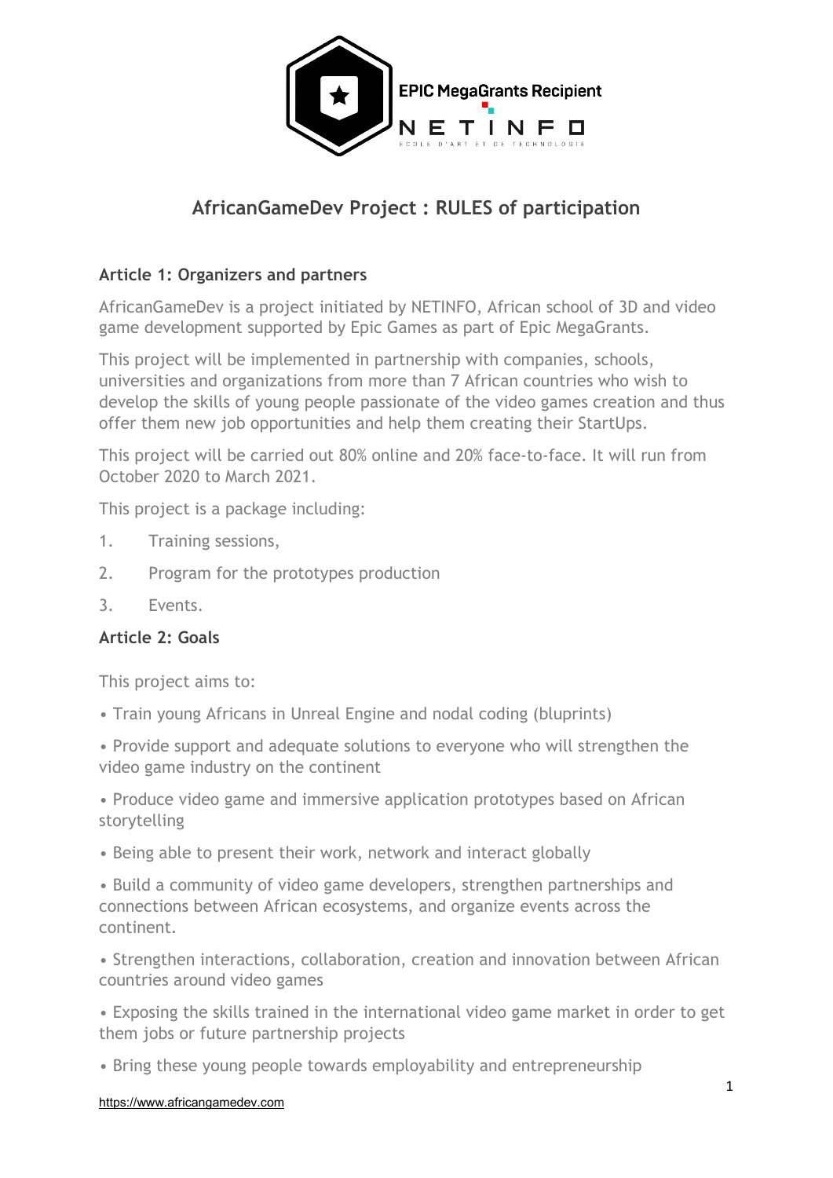# AfricanGameDev Project : RULES of participation

### Article 1: Organizers and partners

AfricanGameDev is a project initiated by NETINFO, African school of 3D and video game development supported by Epic Games as part of Epic MegaGrants.

This project will be implemented in partnership with companies, schools, universities and organizations from more than 7 African countries who wish to develop the skills of young people passionate of the video games creation and thus offer them new job opportunities and help them creating their StartUps.

This project will be carried out 80% online and 20% face-to-face. It will run from October 2020 to March 2021.

This project is a package including:

1. Training sessions,
2. Program for the prototypes production
3. Events.

### Article 2: Goals

This project aims to:

- Train young Africans in Unreal Engine and nodal coding (bluprints)
- Provide support and adequate solutions to everyone who will strengthen the video game industry on the continent
- Produce video game and immersive application prototypes based on African storytelling
- Being able to present their work, network and interact globally
- Build a community of video game developers, strengthen partnerships and connections between African ecosystems, and organize events across the continent.
- Strengthen interactions, collaboration, creation and innovation between African countries around video games
- Exposing the skills trained in the international video game market in order to get them jobs or future partnership projects
- Bring these young people towards employability and entrepreneurship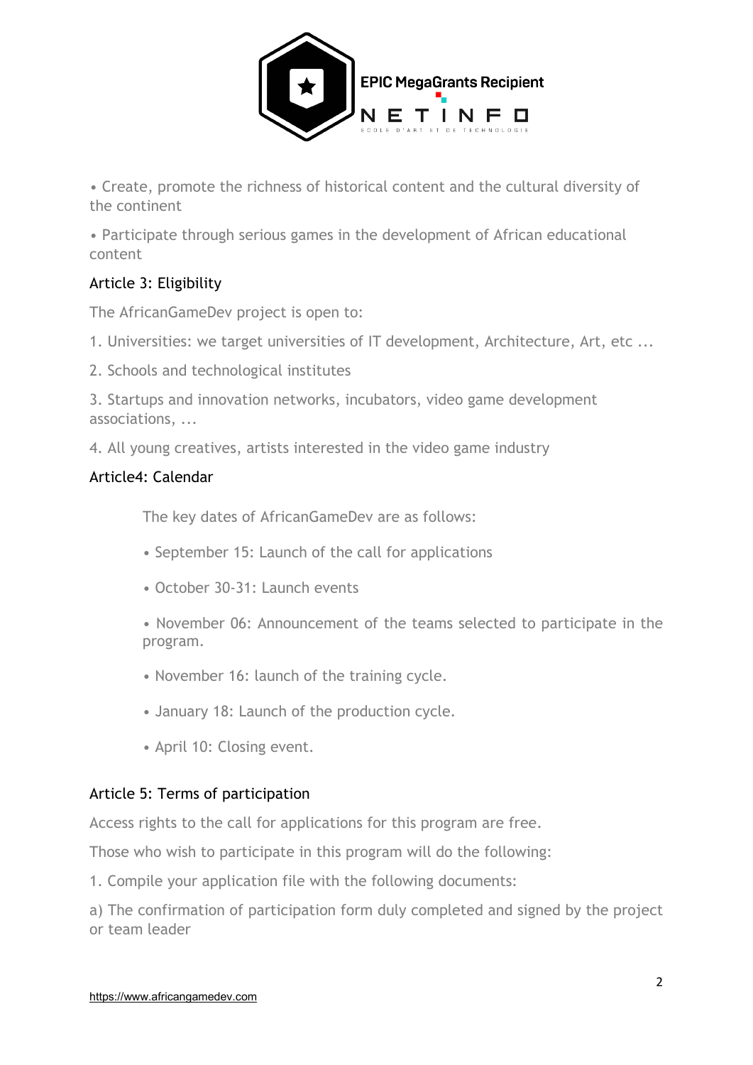• Create, promote the richness of historical content and the cultural diversity of the continent

• Participate through serious games in the development of African educational content

### Article 3: Eligibility

The AfricanGameDev project is open to:

1. Universities: we target universities of IT development, Architecture, Art, etc ...
2. Schools and technological institutes
3. Startups and innovation networks, incubators, video game development associations, ...
4. All young creatives, artists interested in the video game industry

### Article4: Calendar

The key dates of AfricanGameDev are as follows:

• September 15: Launch of the call for applications

• October 30-31: Launch events

• November 06: Announcement of the teams selected to participate in the program.

• November 16: launch of the training cycle.

• January 18: Launch of the production cycle.

• April 10: Closing event.

### Article 5: Terms of participation

Access rights to the call for applications for this program are free.

Those who wish to participate in this program will do the following:

1. Compile your application file with the following documents:

a) The confirmation of participation form duly completed and signed by the project or team leader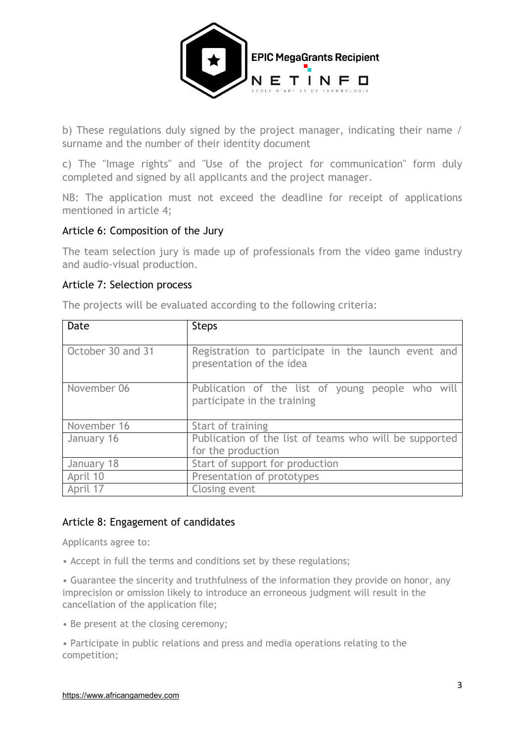b) These regulations duly signed by the project manager, indicating their name / surname and the number of their identity document

c) The "Image rights" and "Use of the project for communication" form duly completed and signed by all applicants and the project manager.

NB: The application must not exceed the deadline for receipt of applications mentioned in article 4;

## Article 6: Composition of the Jury

The team selection jury is made up of professionals from the video game industry and audio-visual production.

## Article 7: Selection process

The projects will be evaluated according to the following criteria:

| Date | Steps |
|---|---|
| October 30 and 31 | Registration to participate in the launch event and presentation of the idea |
| November 06 | Publication of the list of young people who will participate in the training |
| November 16 | Start of training |
| January 16 | Publication of the list of teams who will be supported for the production |
| January 18 | Start of support for production |
| April 10 | Presentation of prototypes |
| April 17 | Closing event |

## Article 8: Engagement of candidates

Applicants agree to:

- Accept in full the terms and conditions set by these regulations;
- Guarantee the sincerity and truthfulness of the information they provide on honor, any imprecision or omission likely to introduce an erroneous judgment will result in the cancellation of the application file;
- Be present at the closing ceremony;
- Participate in public relations and press and media operations relating to the competition;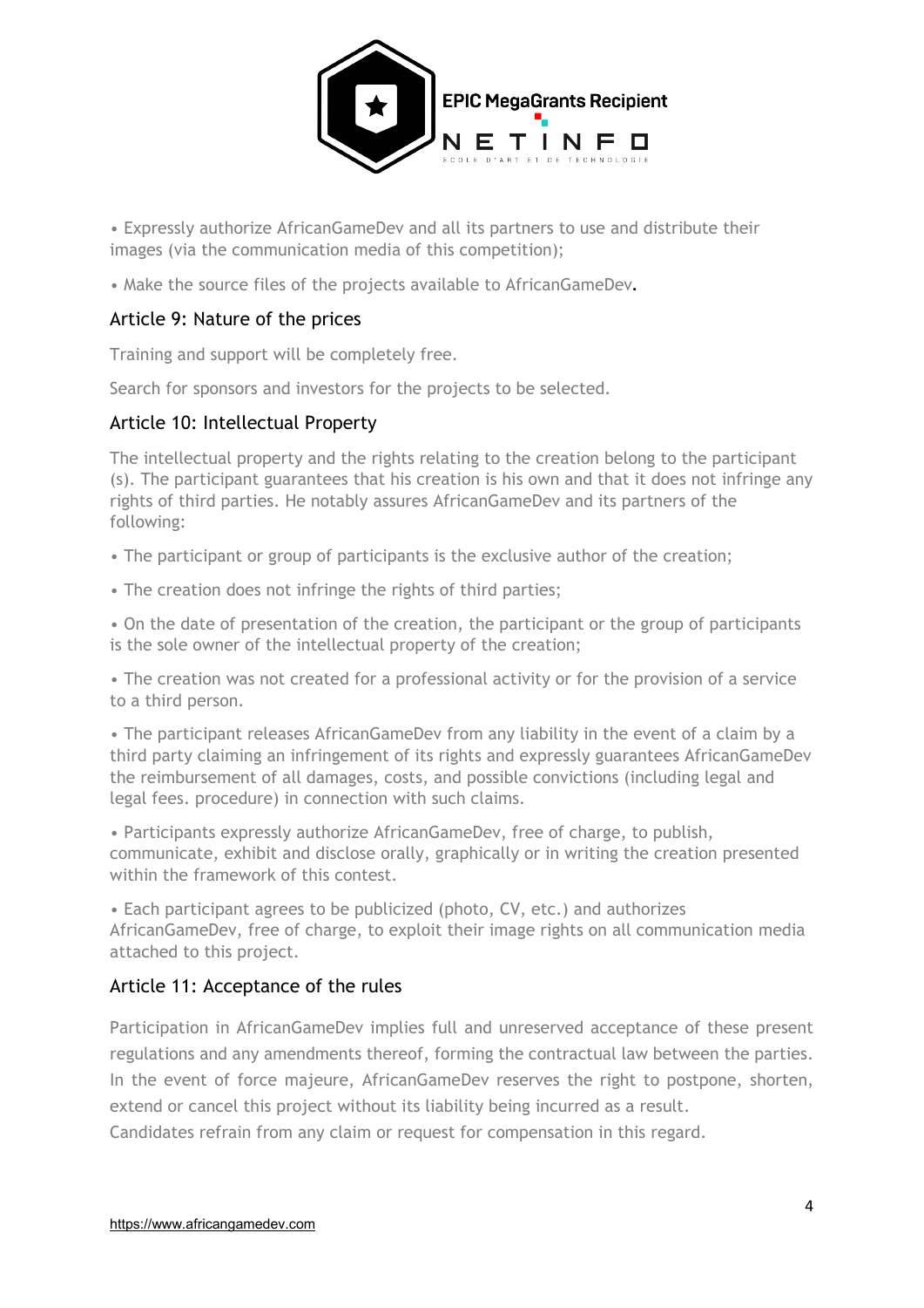• Expressly authorize AfricanGameDev and all its partners to use and distribute their images (via the communication media of this competition);

• Make the source files of the projects available to AfricanGameDev.

## Article 9: Nature of the prices

Training and support will be completely free.

Search for sponsors and investors for the projects to be selected.

## Article 10: Intellectual Property

The intellectual property and the rights relating to the creation belong to the participant (s). The participant guarantees that his creation is his own and that it does not infringe any rights of third parties. He notably assures AfricanGameDev and its partners of the following:

• The participant or group of participants is the exclusive author of the creation;

• The creation does not infringe the rights of third parties;

• On the date of presentation of the creation, the participant or the group of participants is the sole owner of the intellectual property of the creation;

• The creation was not created for a professional activity or for the provision of a service to a third person.

• The participant releases AfricanGameDev from any liability in the event of a claim by a third party claiming an infringement of its rights and expressly guarantees AfricanGameDev the reimbursement of all damages, costs, and possible convictions (including legal and legal fees. procedure) in connection with such claims.

• Participants expressly authorize AfricanGameDev, free of charge, to publish, communicate, exhibit and disclose orally, graphically or in writing the creation presented within the framework of this contest.

• Each participant agrees to be publicized (photo, CV, etc.) and authorizes AfricanGameDev, free of charge, to exploit their image rights on all communication media attached to this project.

## Article 11: Acceptance of the rules

Participation in AfricanGameDev implies full and unreserved acceptance of these present regulations and any amendments thereof, forming the contractual law between the parties. In the event of force majeure, AfricanGameDev reserves the right to postpone, shorten, extend or cancel this project without its liability being incurred as a result.
Candidates refrain from any claim or request for compensation in this regard.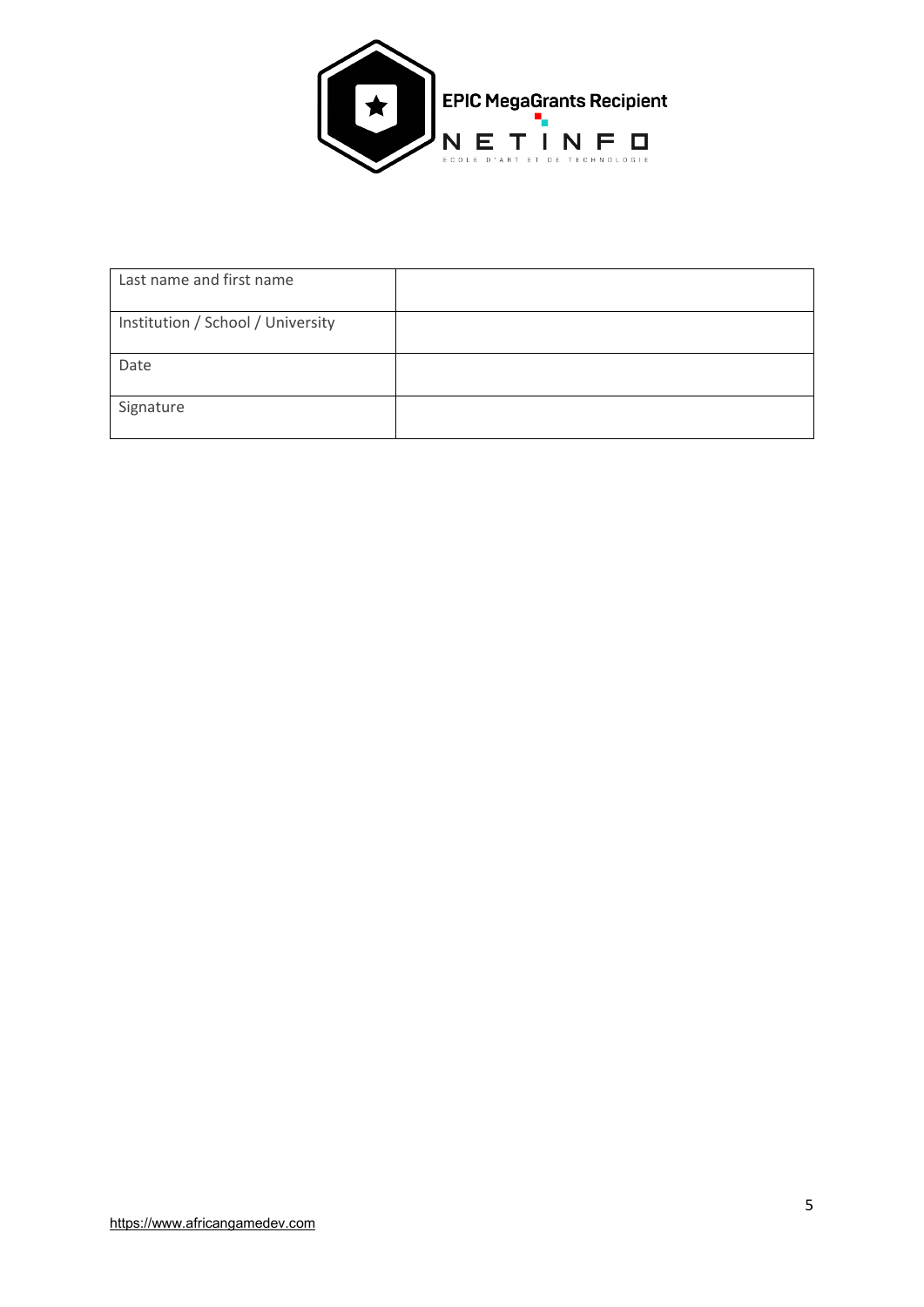EPIC MegaGrants Recipient

NETINFO

ECOLE D'ART ET DE TECHNOLOGIE

| | |
|---|---|
| Last name and first name | |
| Institution / School / University | |
| Date | |
| Signature | |

https://www.africangamedev.com